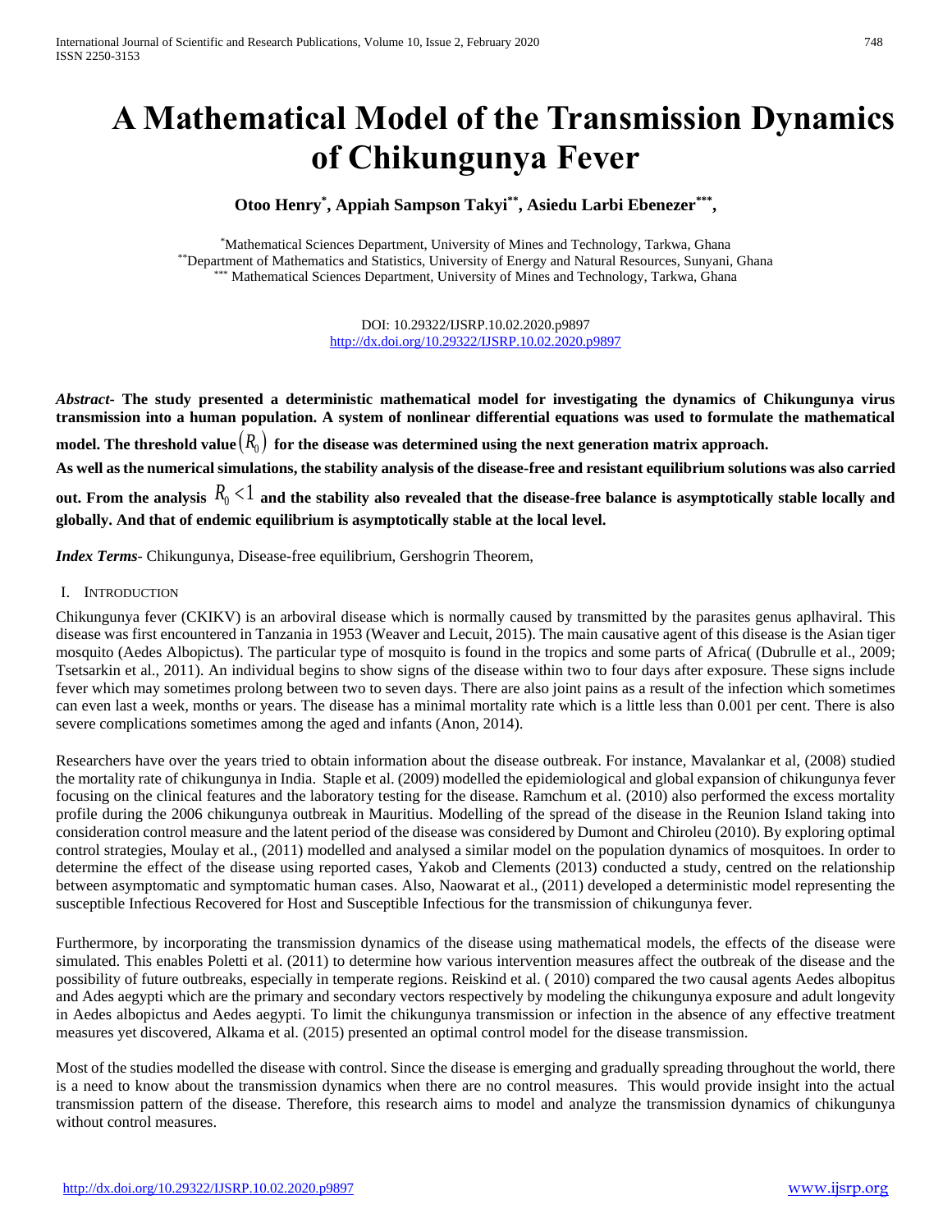# A Mathematical Model of the Transmission Dynamics of Chikungunya Fever

**Otoo Henry[*], Appiah Sampson Takyi[**], Asiedu Larbi Ebenezer[***],**

[*] Mathematical Sciences Department, University of Mines and Technology, Tarkwa, Ghana
[**] Department of Mathematics and Statistics, University of Energy and Natural Resources, Sunyani, Ghana
[***] Mathematical Sciences Department, University of Mines and Technology, Tarkwa, Ghana

DOI: 10.29322/IJSRP.10.02.2020.p9897
http://dx.doi.org/10.29322/IJSRP.10.02.2020.p9897

***Abstract*- The study presented a deterministic mathematical model for investigating the dynamics of Chikungunya virus transmission into a human population. A system of nonlinear differential equations was used to formulate the mathematical model. The threshold value $(R_0)$ for the disease was determined using the next generation matrix approach. As well as the numerical simulations, the stability analysis of the disease-free and resistant equilibrium solutions was also carried out. From the analysis $R_0 < 1$ and the stability also revealed that the disease-free balance is asymptotically stable locally and globally. And that of endemic equilibrium is asymptotically stable at the local level.**

***Index Terms*- Chikungunya, Disease-free equilibrium, Gershogrin Theorem,**

## I. INTRODUCTION

Chikungunya fever (CKIKV) is an arboviral disease which is normally caused by transmitted by the parasites genus aplhaviral. This disease was first encountered in Tanzania in 1953 (Weaver and Lecuit, 2015). The main causative agent of this disease is the Asian tiger mosquito (Aedes Albopictus). The particular type of mosquito is found in the tropics and some parts of Africa( (Dubrulle et al., 2009; Tsetsarkin et al., 2011). An individual begins to show signs of the disease within two to four days after exposure. These signs include fever which may sometimes prolong between two to seven days. There are also joint pains as a result of the infection which sometimes can even last a week, months or years. The disease has a minimal mortality rate which is a little less than 0.001 per cent. There is also severe complications sometimes among the aged and infants (Anon, 2014).

Researchers have over the years tried to obtain information about the disease outbreak. For instance, Mavalankar et al, (2008) studied the mortality rate of chikungunya in India. Staple et al. (2009) modelled the epidemiological and global expansion of chikungunya fever focusing on the clinical features and the laboratory testing for the disease. Ramchum et al. (2010) also performed the excess mortality profile during the 2006 chikungunya outbreak in Mauritius. Modelling of the spread of the disease in the Reunion Island taking into consideration control measure and the latent period of the disease was considered by Dumont and Chiroleu (2010). By exploring optimal control strategies, Moulay et al., (2011) modelled and analysed a similar model on the population dynamics of mosquitoes. In order to determine the effect of the disease using reported cases, Yakob and Clements (2013) conducted a study, centred on the relationship between asymptomatic and symptomatic human cases. Also, Naowarat et al., (2011) developed a deterministic model representing the susceptible Infectious Recovered for Host and Susceptible Infectious for the transmission of chikungunya fever.

Furthermore, by incorporating the transmission dynamics of the disease using mathematical models, the effects of the disease were simulated. This enables Poletti et al. (2011) to determine how various intervention measures affect the outbreak of the disease and the possibility of future outbreaks, especially in temperate regions. Reiskind et al. ( 2010) compared the two causal agents Aedes albopitus and Ades aegypti which are the primary and secondary vectors respectively by modeling the chikungunya exposure and adult longevity in Aedes albopictus and Aedes aegypti. To limit the chikungunya transmission or infection in the absence of any effective treatment measures yet discovered, Alkama et al. (2015) presented an optimal control model for the disease transmission.

Most of the studies modelled the disease with control. Since the disease is emerging and gradually spreading throughout the world, there is a need to know about the transmission dynamics when there are no control measures. This would provide insight into the actual transmission pattern of the disease. Therefore, this research aims to model and analyze the transmission dynamics of chikungunya without control measures.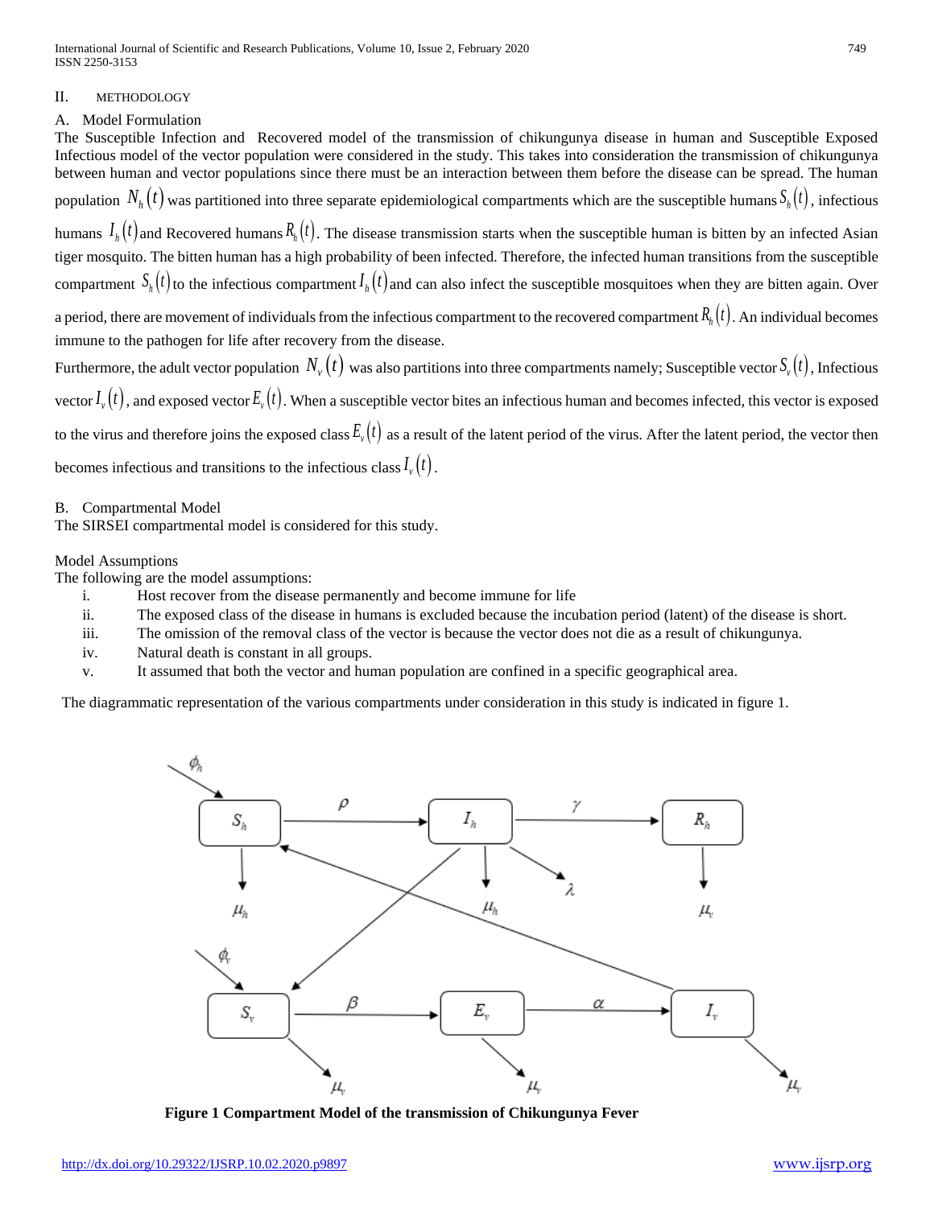## II. METHODOLOGY

### A. Model Formulation

The Susceptible Infection and Recovered model of the transmission of chikungunya disease in human and Susceptible Exposed Infectious model of the vector population were considered in the study. This takes into consideration the transmission of chikungunya between human and vector populations since there must be an interaction between them before the disease can be spread. The human population $N_h(t)$ was partitioned into three separate epidemiological compartments which are the susceptible humans $S_h(t)$, infectious humans $I_h(t)$ and Recovered humans $R_h(t)$. The disease transmission starts when the susceptible human is bitten by an infected Asian tiger mosquito. The bitten human has a high probability of been infected. Therefore, the infected human transitions from the susceptible compartment $S_h(t)$ to the infectious compartment $I_h(t)$ and can also infect the susceptible mosquitoes when they are bitten again. Over a period, there are movement of individuals from the infectious compartment to the recovered compartment $R_h(t)$. An individual becomes immune to the pathogen for life after recovery from the disease.

Furthermore, the adult vector population $N_v(t)$ was also partitions into three compartments namely; Susceptible vector $S_v(t)$, Infectious vector $I_v(t)$, and exposed vector $E_v(t)$. When a susceptible vector bites an infectious human and becomes infected, this vector is exposed to the virus and therefore joins the exposed class $E_v(t)$ as a result of the latent period of the virus. After the latent period, the vector then becomes infectious and transitions to the infectious class $I_v(t)$.

### B. Compartmental Model

The SIRSEI compartmental model is considered for this study.

Model Assumptions

The following are the model assumptions:

i. Host recover from the disease permanently and become immune for life
ii. The exposed class of the disease in humans is excluded because the incubation period (latent) of the disease is short.
iii. The omission of the removal class of the vector is because the vector does not die as a result of chikungunya.
iv. Natural death is constant in all groups.
v. It assumed that both the vector and human population are confined in a specific geographical area.

The diagrammatic representation of the various compartments under consideration in this study is indicated in figure 1.

**Figure 1 Compartment Model of the transmission of Chikungunya Fever**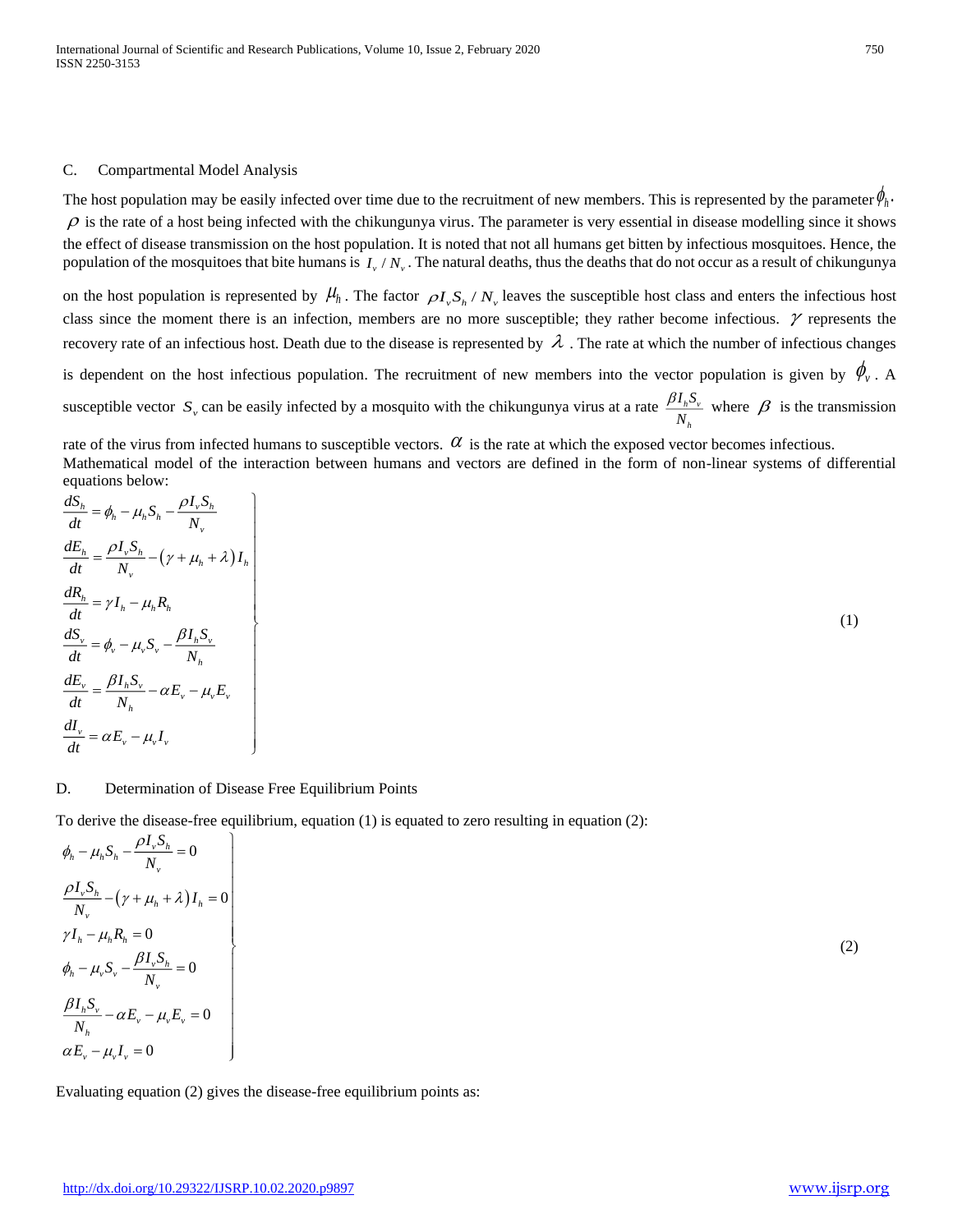C. Compartmental Model Analysis

The host population may be easily infected over time due to the recruitment of new members. This is represented by the parameter $\phi_h$. $\rho$ is the rate of a host being infected with the chikungunya virus. The parameter is very essential in disease modelling since it shows the effect of disease transmission on the host population. It is noted that not all humans get bitten by infectious mosquitoes. Hence, the population of the mosquitoes that bite humans is $I_v / N_v$. The natural deaths, thus the deaths that do not occur as a result of chikungunya on the host population is represented by $\mu_h$. The factor $\rho I_v S_h / N_v$ leaves the susceptible host class and enters the infectious host class since the moment there is an infection, members are no more susceptible; they rather become infectious. $\gamma$ represents the recovery rate of an infectious host. Death due to the disease is represented by $\lambda$. The rate at which the number of infectious changes is dependent on the host infectious population. The recruitment of new members into the vector population is given by $\phi_v$. A susceptible vector $S_v$ can be easily infected by a mosquito with the chikungunya virus at a rate $\frac{\beta I_h S_v}{N_h}$ where $\beta$ is the transmission rate of the virus from infected humans to susceptible vectors. $\alpha$ is the rate at which the exposed vector becomes infectious.

Mathematical model of the interaction between humans and vectors are defined in the form of non-linear systems of differential equations below:

$$
\left.
\begin{aligned}
\frac{dS_h}{dt} &= \phi_h - \mu_h S_h - \frac{\rho I_v S_h}{N_v} \\
\frac{dE_h}{dt} &= \frac{\rho I_v S_h}{N_v} - (\gamma + \mu_h + \lambda) I_h \\
\frac{dR_h}{dt} &= \gamma I_h - \mu_h R_h \\
\frac{dS_v}{dt} &= \phi_v - \mu_v S_v - \frac{\beta I_h S_v}{N_h} \\
\frac{dE_v}{dt} &= \frac{\beta I_h S_v}{N_h} - \alpha E_v - \mu_v E_v \\
\frac{dI_v}{dt} &= \alpha E_v - \mu_v I_v
\end{aligned}
\right\} \tag{1}
$$

D. Determination of Disease Free Equilibrium Points

To derive the disease-free equilibrium, equation (1) is equated to zero resulting in equation (2):

$$
\left.
\begin{aligned}
&\phi_h - \mu_h S_h - \frac{\rho I_v S_h}{N_v} = 0 \\
&\frac{\rho I_v S_h}{N_v} - (\gamma + \mu_h + \lambda) I_h = 0 \\
&\gamma I_h - \mu_h R_h = 0 \\
&\phi_h - \mu_v S_v - \frac{\beta I_v S_h}{N_v} = 0 \\
&\frac{\beta I_h S_v}{N_h} - \alpha E_v - \mu_v E_v = 0 \\
&\alpha E_v - \mu_v I_v = 0
\end{aligned}
\right\} \tag{2}
$$

Evaluating equation (2) gives the disease-free equilibrium points as: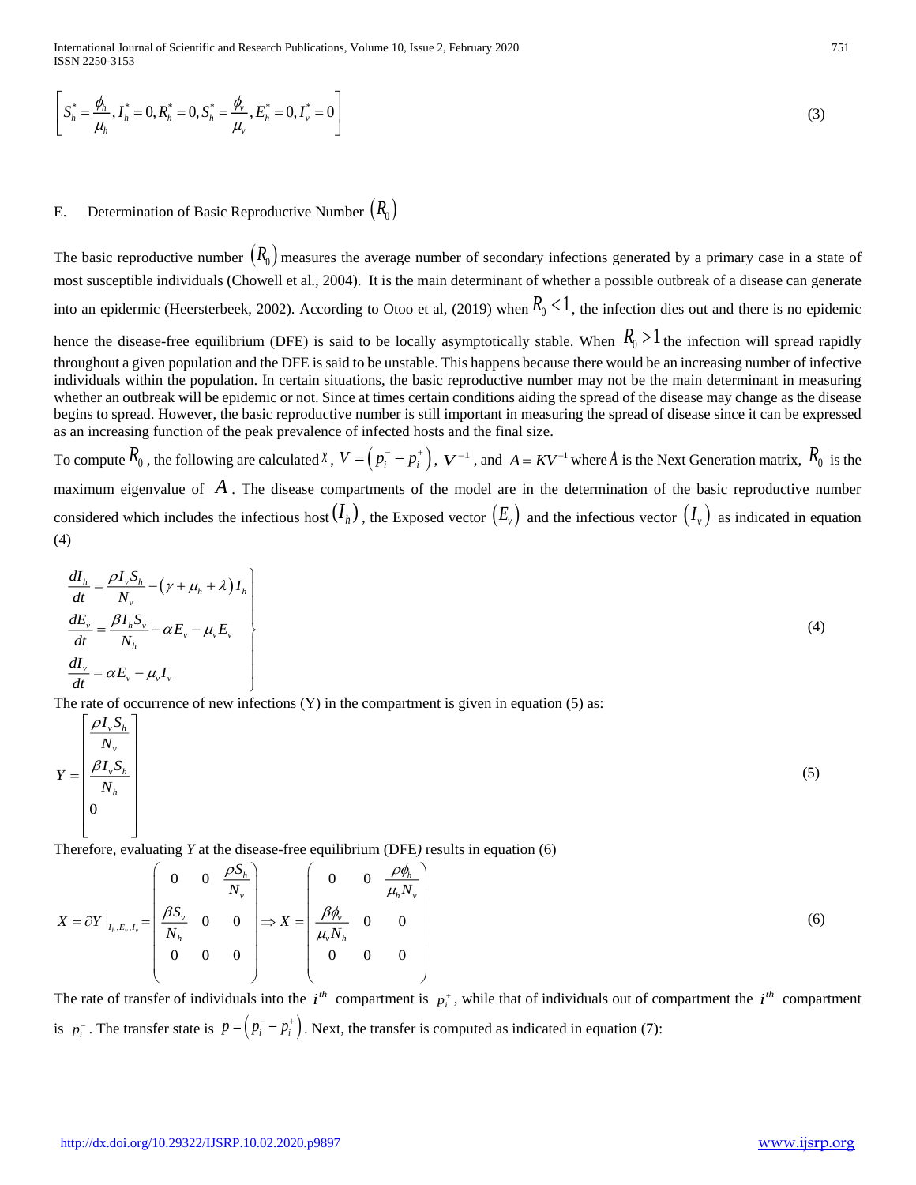$$\left[ S_h^* = \frac{\phi_h}{\mu_h}, I_h^* = 0, R_h^* = 0, S_h^* = \frac{\phi_v}{\mu_v}, E_h^* = 0, I_v^* = 0 \right] \tag{3}$$

## E. Determination of Basic Reproductive Number $(R_0)$

The basic reproductive number $(R_0)$ measures the average number of secondary infections generated by a primary case in a state of most susceptible individuals (Chowell et al., 2004). It is the main determinant of whether a possible outbreak of a disease can generate into an epidermic (Heersterbeek, 2002). According to Otoo et al, (2019) when $R_0 < 1$, the infection dies out and there is no epidemic hence the disease-free equilibrium (DFE) is said to be locally asymptotically stable. When $R_0 > 1$ the infection will spread rapidly throughout a given population and the DFE is said to be unstable. This happens because there would be an increasing number of infective individuals within the population. In certain situations, the basic reproductive number may not be the main determinant in measuring whether an outbreak will be epidemic or not. Since at times certain conditions aiding the spread of the disease may change as the disease begins to spread. However, the basic reproductive number is still important in measuring the spread of disease since it can be expressed as an increasing function of the peak prevalence of infected hosts and the final size.

To compute $R_0$, the following are calculated $X$, $V = \left(p_i^- - p_i^+\right)$, $V^{-1}$, and $A = KV^{-1}$ where $A$ is the Next Generation matrix, $R_0$ is the maximum eigenvalue of $A$. The disease compartments of the model are in the determination of the basic reproductive number considered which includes the infectious host $(I_h)$, the Exposed vector $(E_v)$ and the infectious vector $(I_v)$ as indicated in equation (4)

$$\left.\begin{aligned} \frac{dI_h}{dt} &= \frac{\rho I_v S_h}{N_v} - (\gamma + \mu_h + \lambda) I_h \\ \frac{dE_v}{dt} &= \frac{\beta I_h S_v}{N_h} - \alpha E_v - \mu_v E_v \\ \frac{dI_v}{dt} &= \alpha E_v - \mu_v I_v \end{aligned}\right\} \tag{4}$$

The rate of occurrence of new infections (Y) in the compartment is given in equation (5) as:

$$Y = \begin{bmatrix} \dfrac{\rho I_v S_h}{N_v} \\ \dfrac{\beta I_v S_h}{N_h} \\ 0 \end{bmatrix} \tag{5}$$

Therefore, evaluating $Y$ at the disease-free equilibrium (DFE) results in equation (6)

$$X = \partial Y \mid_{I_h, E_v, I_v} = \begin{pmatrix} 0 & 0 & \dfrac{\rho S_h}{N_v} \\ \dfrac{\beta S_v}{N_h} & 0 & 0 \\ 0 & 0 & 0 \end{pmatrix} \Rightarrow X = \begin{pmatrix} 0 & 0 & \dfrac{\rho \phi_h}{\mu_h N_v} \\ \dfrac{\beta \phi_v}{\mu_v N_h} & 0 & 0 \\ 0 & 0 & 0 \end{pmatrix} \tag{6}$$

The rate of transfer of individuals into the $i^{th}$ compartment is $p_i^+$, while that of individuals out of compartment the $i^{th}$ compartment is $p_i^-$. The transfer state is $p = \left(p_i^- - p_i^+\right)$. Next, the transfer is computed as indicated in equation (7):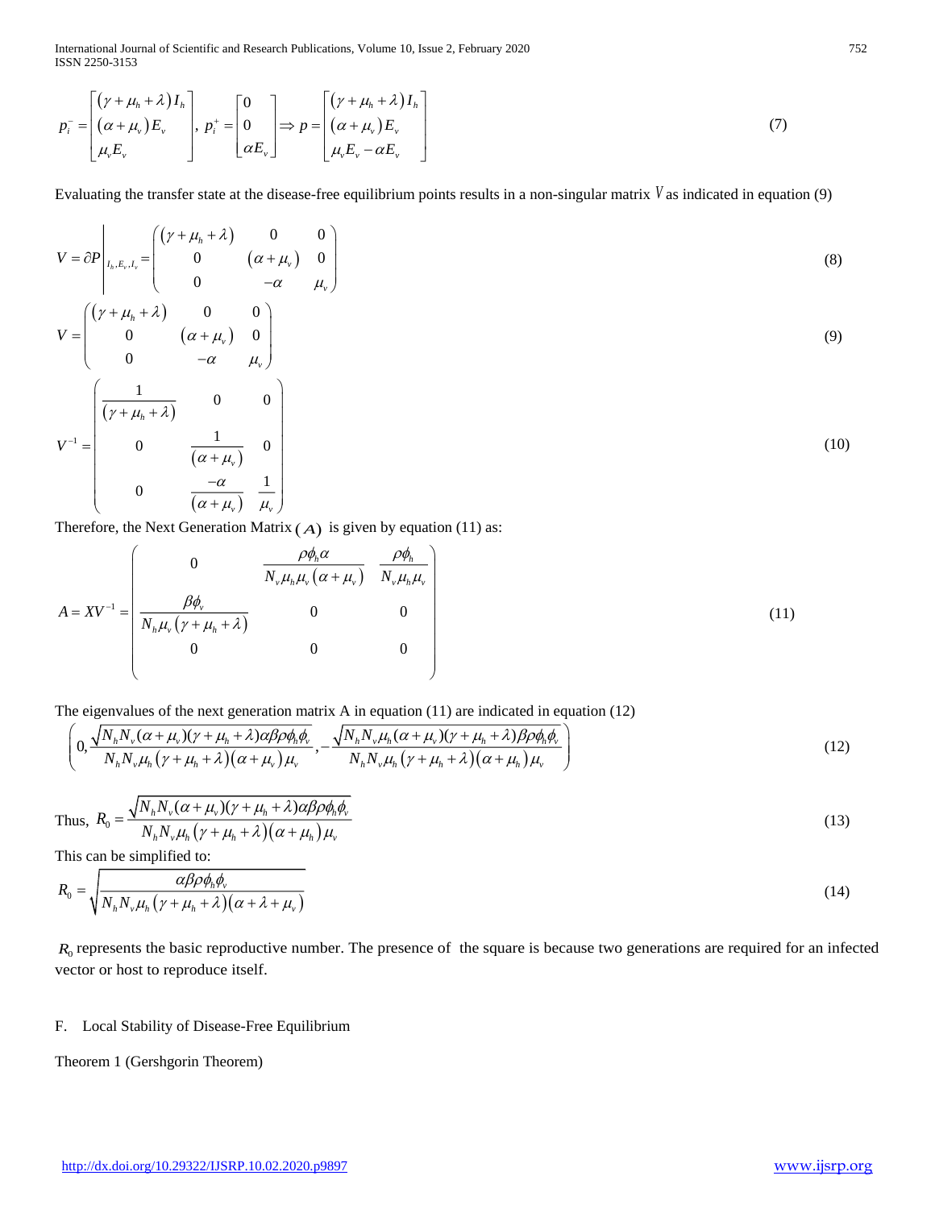$$p_i^- = \begin{bmatrix} (\gamma+\mu_h+\lambda)I_h \\ (\alpha+\mu_v)E_v \\ \mu_v E_v \end{bmatrix}, \; p_i^+ = \begin{bmatrix} 0 \\ 0 \\ \alpha E_v \end{bmatrix} \Rightarrow p = \begin{bmatrix} (\gamma+\mu_h+\lambda)I_h \\ (\alpha+\mu_v)E_v \\ \mu_v E_v - \alpha E_v \end{bmatrix} \tag{7}$$

Evaluating the transfer state at the disease-free equilibrium points results in a non-singular matrix $V$ as indicated in equation (9)

$$V = \partial P \Big|_{I_h, E_v, I_v} = \begin{pmatrix} (\gamma+\mu_h+\lambda) & 0 & 0 \\ 0 & (\alpha+\mu_v) & 0 \\ 0 & -\alpha & \mu_v \end{pmatrix} \tag{8}$$

$$V = \begin{pmatrix} (\gamma+\mu_h+\lambda) & 0 & 0 \\ 0 & (\alpha+\mu_v) & 0 \\ 0 & -\alpha & \mu_v \end{pmatrix} \tag{9}$$

$$V^{-1} = \begin{pmatrix} \dfrac{1}{(\gamma+\mu_h+\lambda)} & 0 & 0 \\ 0 & \dfrac{1}{(\alpha+\mu_v)} & 0 \\ 0 & \dfrac{-\alpha}{(\alpha+\mu_v)} & \dfrac{1}{\mu_v} \end{pmatrix} \tag{10}$$

Therefore, the Next Generation Matrix $(A)$ is given by equation (11) as:

$$A = XV^{-1} = \begin{pmatrix} 0 & \dfrac{\rho\phi_h\alpha}{N_v\mu_h\mu_v(\alpha+\mu_v)} & \dfrac{\rho\phi_h}{N_v\mu_h\mu_v} \\ \dfrac{\beta\phi_v}{N_h\mu_v(\gamma+\mu_h+\lambda)} & 0 & 0 \\ 0 & 0 & 0 \end{pmatrix} \tag{11}$$

The eigenvalues of the next generation matrix A in equation (11) are indicated in equation (12)

$$\left( 0, \frac{\sqrt{N_h N_v(\alpha+\mu_v)(\gamma+\mu_h+\lambda)\alpha\beta\rho\phi_h\phi_v}}{N_h N_v \mu_h(\gamma+\mu_h+\lambda)(\alpha+\mu_v)\mu_v}, -\frac{\sqrt{N_h N_v \mu_h(\alpha+\mu_v)(\gamma+\mu_h+\lambda)\beta\rho\phi_h\phi_v}}{N_h N_v \mu_h(\gamma+\mu_h+\lambda)(\alpha+\mu_h)\mu_v} \right) \tag{12}$$

Thus, $$R_0 = \frac{\sqrt{N_h N_v(\alpha+\mu_v)(\gamma+\mu_h+\lambda)\alpha\beta\rho\phi_h\phi_v}}{N_h N_v \mu_h(\gamma+\mu_h+\lambda)(\alpha+\mu_h)\mu_v} \tag{13}$$

This can be simplified to:

$$R_0 = \sqrt{\frac{\alpha\beta\rho\phi_h\phi_v}{N_h N_v \mu_h(\gamma+\mu_h+\lambda)(\alpha+\lambda+\mu_v)}} \tag{14}$$

$R_0$ represents the basic reproductive number. The presence of the square is because two generations are required for an infected vector or host to reproduce itself.

F. Local Stability of Disease-Free Equilibrium

Theorem 1 (Gershgorin Theorem)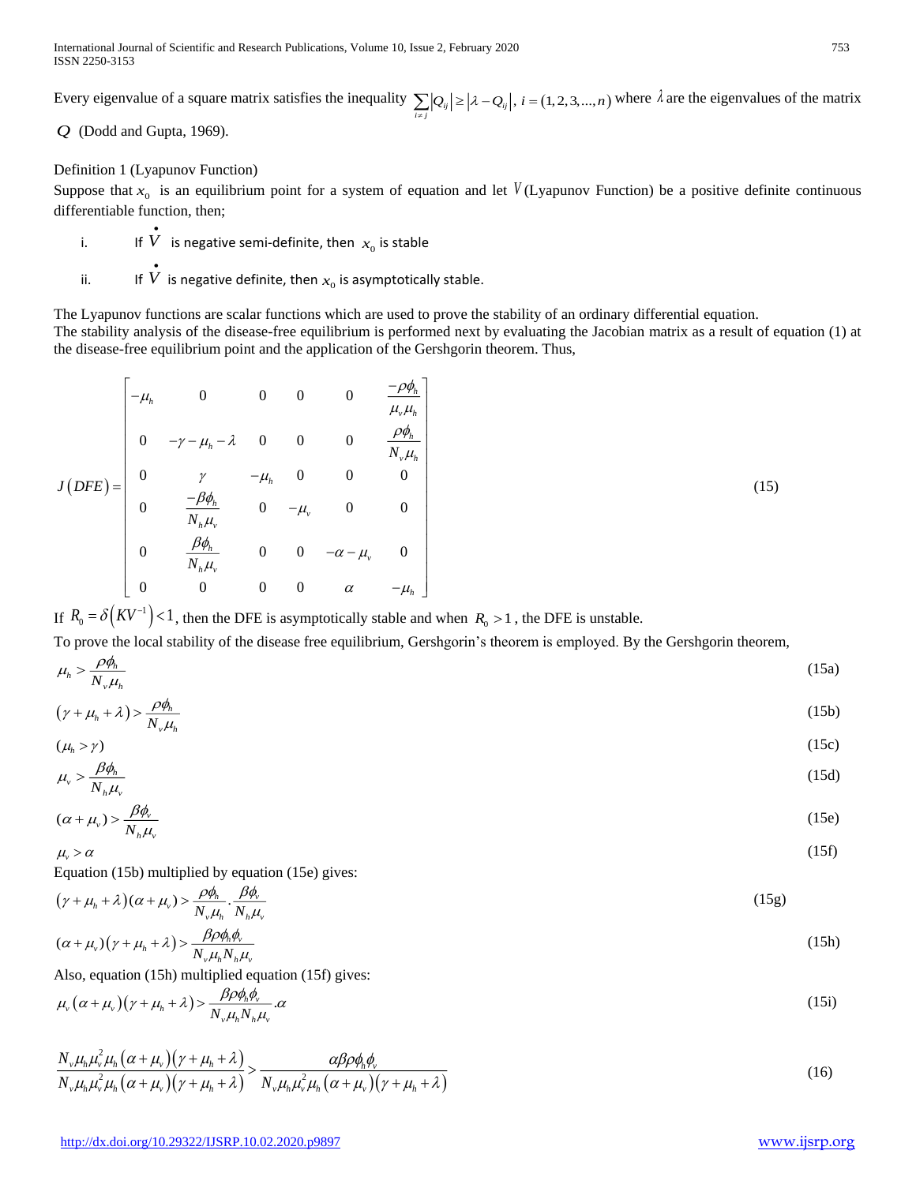Every eigenvalue of a square matrix satisfies the inequality $\sum_{i \neq j} |Q_{ij}| \geq |\lambda - Q_{ij}|$, $i = (1,2,3,...,n)$ where $\lambda$ are the eigenvalues of the matrix $Q$ (Dodd and Gupta, 1969).

Definition 1 (Lyapunov Function)

Suppose that $x_0$ is an equilibrium point for a system of equation and let $V$ (Lyapunov Function) be a positive definite continuous differentiable function, then;

i. If $\dot{V}$ is negative semi-definite, then $x_0$ is stable

ii. If $\dot{V}$ is negative definite, then $x_0$ is asymptotically stable.

The Lyapunov functions are scalar functions which are used to prove the stability of an ordinary differential equation.
The stability analysis of the disease-free equilibrium is performed next by evaluating the Jacobian matrix as a result of equation (1) at the disease-free equilibrium point and the application of the Gershgorin theorem. Thus,

$$J(DFE) = \begin{bmatrix} -\mu_h & 0 & 0 & 0 & 0 & \frac{-\rho\phi_h}{\mu_v \mu_h} \\ 0 & -\gamma - \mu_h - \lambda & 0 & 0 & 0 & \frac{\rho\phi_h}{N_v \mu_h} \\ 0 & \gamma & -\mu_h & 0 & 0 & 0 \\ 0 & \frac{-\beta\phi_h}{N_h \mu_v} & 0 & -\mu_v & 0 & 0 \\ 0 & \frac{\beta\phi_h}{N_h \mu_v} & 0 & 0 & -\alpha - \mu_v & 0 \\ 0 & 0 & 0 & 0 & \alpha & -\mu_h \end{bmatrix} \tag{15}$$

If $R_0 = \delta\left(KV^{-1}\right) < 1$, then the DFE is asymptotically stable and when $R_0 > 1$, the DFE is unstable.

To prove the local stability of the disease free equilibrium, Gershgorin's theorem is employed. By the Gershgorin theorem,

$$\mu_h > \frac{\rho\phi_h}{N_v \mu_h} \tag{15a}$$

$$\left(\gamma + \mu_h + \lambda\right) > \frac{\rho\phi_h}{N_v \mu_h} \tag{15b}$$

$$(\mu_h > \gamma) \tag{15c}$$

$$\mu_v > \frac{\beta\phi_h}{N_h \mu_v} \tag{15d}$$

$$(\alpha + \mu_v) > \frac{\beta\phi_v}{N_h \mu_v} \tag{15e}$$

$$\mu_v > \alpha \tag{15f}$$

Equation (15b) multiplied by equation (15e) gives:

$$\left(\gamma + \mu_h + \lambda\right)(\alpha + \mu_v) > \frac{\rho\phi_h}{N_v \mu_h} \cdot \frac{\beta\phi_v}{N_h \mu_v} \tag{15g}$$

$$(\alpha + \mu_v)\left(\gamma + \mu_h + \lambda\right) > \frac{\beta\rho\phi_h\phi_v}{N_v \mu_h N_h \mu_v} \tag{15h}$$

Also, equation (15h) multiplied equation (15f) gives:

$$\mu_v(\alpha + \mu_v)\left(\gamma + \mu_h + \lambda\right) > \frac{\beta\rho\phi_h\phi_v}{N_v \mu_h N_h \mu_v} . \alpha \tag{15i}$$

$$\frac{N_v \mu_h \mu_v^2 \mu_h \left(\alpha + \mu_v\right)\left(\gamma + \mu_h + \lambda\right)}{N_v \mu_h \mu_v^2 \mu_h \left(\alpha + \mu_v\right)\left(\gamma + \mu_h + \lambda\right)} > \frac{\alpha\beta\rho\phi_h\phi_v}{N_v \mu_h \mu_v^2 \mu_h \left(\alpha + \mu_v\right)\left(\gamma + \mu_h + \lambda\right)} \tag{16}$$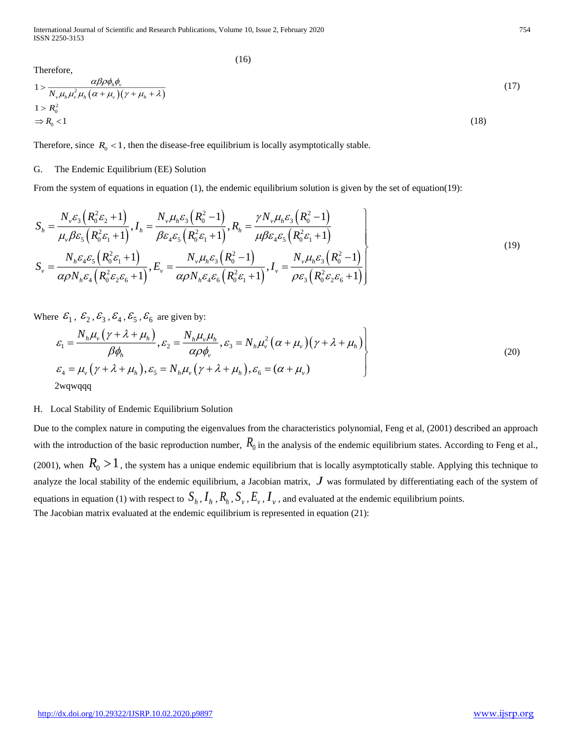(16)

Therefore,

$$1 > \frac{\alpha\beta\rho\phi_h\phi_v}{N_v\mu_h\mu_v^2\mu_h(\alpha+\mu_v)(\gamma+\mu_h+\lambda)} \tag{17}$$

$$1 > R_0^2$$

$$\Rightarrow R_0 < 1 \tag{18}$$

Therefore, since $R_0 < 1$, then the disease-free equilibrium is locally asymptotically stable.

G. The Endemic Equilibrium (EE) Solution

From the system of equations in equation (1), the endemic equilibrium solution is given by the set of equation(19):

$$\left.\begin{aligned} S_h &= \frac{N_v\varepsilon_3\left(R_0^2\varepsilon_2+1\right)}{\mu_v\beta\varepsilon_5\left(R_0^2\varepsilon_1+1\right)}, I_h = \frac{N_v\mu_h\varepsilon_3\left(R_0^2-1\right)}{\beta\varepsilon_4\varepsilon_5\left(R_0^2\varepsilon_1+1\right)}, R_h = \frac{\gamma N_v\mu_h\varepsilon_3\left(R_0^2-1\right)}{\mu\beta\varepsilon_4\varepsilon_5\left(R_0^2\varepsilon_1+1\right)} \\ S_v &= \frac{N_h\varepsilon_4\varepsilon_5\left(R_0^2\varepsilon_1+1\right)}{\alpha\rho N_h\varepsilon_4\left(R_0^2\varepsilon_2\varepsilon_6+1\right)}, E_v = \frac{N_v\mu_h\varepsilon_3\left(R_0^2-1\right)}{\alpha\rho N_h\varepsilon_4\varepsilon_6\left(R_0^2\varepsilon_1+1\right)}, I_v = \frac{N_v\mu_h\varepsilon_3\left(R_0^2-1\right)}{\rho\varepsilon_3\left(R_0^2\varepsilon_2\varepsilon_6+1\right)} \end{aligned}\right\} \tag{19}$$

Where $\varepsilon_1$, $\varepsilon_2$, $\varepsilon_3$, $\varepsilon_4$, $\varepsilon_5$, $\varepsilon_6$ are given by:

$$\left.\begin{aligned} &\varepsilon_1 = \frac{N_h\mu_v\left(\gamma+\lambda+\mu_h\right)}{\beta\phi_h}, \varepsilon_2 = \frac{N_h\mu_v\mu_h}{\alpha\rho\phi_v}, \varepsilon_3 = N_h\mu_v^2\left(\alpha+\mu_v\right)\left(\gamma+\lambda+\mu_h\right) \\ &\varepsilon_4 = \mu_v\left(\gamma+\lambda+\mu_h\right), \varepsilon_5 = N_h\mu_v\left(\gamma+\lambda+\mu_h\right), \varepsilon_6 = \left(\alpha+\mu_v\right) \end{aligned}\right\} \tag{20}$$

2wqwqqq

H. Local Stability of Endemic Equilibrium Solution

Due to the complex nature in computing the eigenvalues from the characteristics polynomial, Feng et al, (2001) described an approach with the introduction of the basic reproduction number, $R_0$ in the analysis of the endemic equilibrium states. According to Feng et al., (2001), when $R_0 > 1$, the system has a unique endemic equilibrium that is locally asymptotically stable. Applying this technique to analyze the local stability of the endemic equilibrium, a Jacobian matrix, $J$ was formulated by differentiating each of the system of equations in equation (1) with respect to $S_h, I_h, R_h, S_v, E_v, I_v$, and evaluated at the endemic equilibrium points.

The Jacobian matrix evaluated at the endemic equilibrium is represented in equation (21):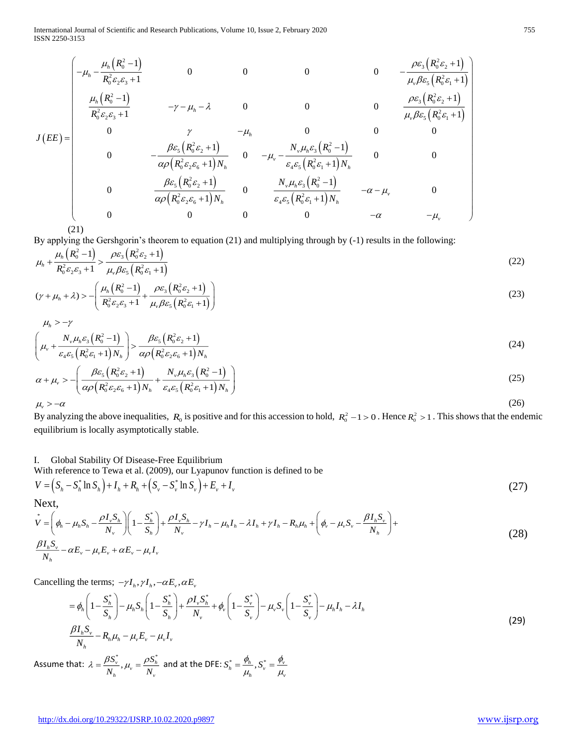$$
J(EE)=\begin{pmatrix}
-\mu_h-\frac{\mu_h\left(R_0^2-1\right)}{R_0^2\varepsilon_2\varepsilon_3+1} & 0 & 0 & 0 & 0 & -\frac{\rho\varepsilon_3\left(R_0^2\varepsilon_2+1\right)}{\mu_v\beta\varepsilon_5\left(R_0^2\varepsilon_1+1\right)} \\
\frac{\mu_h\left(R_0^2-1\right)}{R_0^2\varepsilon_2\varepsilon_3+1} & -\gamma-\mu_h-\lambda & 0 & 0 & 0 & \frac{\rho\varepsilon_3\left(R_0^2\varepsilon_2+1\right)}{\mu_v\beta\varepsilon_5\left(R_0^2\varepsilon_1+1\right)} \\
0 & \gamma & -\mu_h & 0 & 0 & 0 \\
0 & -\frac{\beta\varepsilon_5\left(R_0^2\varepsilon_2+1\right)}{\alpha\rho\left(R_0^2\varepsilon_2\varepsilon_6+1\right)N_h} & 0 & -\mu_v-\frac{N_v\mu_h\varepsilon_3\left(R_0^2-1\right)}{\varepsilon_4\varepsilon_5\left(R_0^2\varepsilon_1+1\right)N_h} & 0 & 0 \\
0 & \frac{\beta\varepsilon_5\left(R_0^2\varepsilon_2+1\right)}{\alpha\rho\left(R_0^2\varepsilon_2\varepsilon_6+1\right)N_h} & 0 & \frac{N_v\mu_h\varepsilon_3\left(R_0^2-1\right)}{\varepsilon_4\varepsilon_5\left(R_0^2\varepsilon_1+1\right)N_h} & -\alpha-\mu_v & 0 \\
0 & 0 & 0 & 0 & -\alpha & -\mu_v
\end{pmatrix}
$$

(21)

By applying the Gershgorin's theorem to equation (21) and multiplying through by (-1) results in the following:

$$
\mu_h+\frac{\mu_h\left(R_0^2-1\right)}{R_0^2\varepsilon_2\varepsilon_3+1}>\frac{\rho\varepsilon_3\left(R_0^2\varepsilon_2+1\right)}{\mu_v\beta\varepsilon_5\left(R_0^2\varepsilon_1+1\right)} \tag{22}
$$

$$
(\gamma+\mu_h+\lambda)>-\left(\frac{\mu_h\left(R_0^2-1\right)}{R_0^2\varepsilon_2\varepsilon_3+1}+\frac{\rho\varepsilon_3\left(R_0^2\varepsilon_2+1\right)}{\mu_v\beta\varepsilon_5\left(R_0^2\varepsilon_1+1\right)}\right) \tag{23}
$$

$$
\mu_h>-\gamma
$$

$$
\left(\mu_v+\frac{N_v\mu_h\varepsilon_3\left(R_0^2-1\right)}{\varepsilon_4\varepsilon_5\left(R_0^2\varepsilon_1+1\right)N_h}\right)>\frac{\beta\varepsilon_5\left(R_0^2\varepsilon_2+1\right)}{\alpha\rho\left(R_0^2\varepsilon_2\varepsilon_6+1\right)N_h} \tag{24}
$$

$$
\alpha+\mu_v>-\left(\frac{\beta\varepsilon_5\left(R_0^2\varepsilon_2+1\right)}{\alpha\rho\left(R_0^2\varepsilon_2\varepsilon_6+1\right)N_h}+\frac{N_v\mu_h\varepsilon_3\left(R_0^2-1\right)}{\varepsilon_4\varepsilon_5\left(R_0^2\varepsilon_1+1\right)N_h}\right) \tag{25}
$$

$$
\mu_v>-\alpha \tag{26}
$$

By analyzing the above inequalities, $R_0$ is positive and for this accession to hold, $R_0^2-1>0$. Hence $R_0^2>1$. This shows that the endemic equilibrium is locally asymptotically stable.

## I. Global Stability Of Disease-Free Equilibrium

With reference to Tewa et al. (2009), our Lyapunov function is defined to be

$$
V=\left(S_h-S_h^*\ln S_h\right)+I_h+R_h+\left(S_v-S_v^*\ln S_v\right)+E_v+I_v \tag{27}
$$

Next,

$$
\overset{*}{V}=\left(\phi_h-\mu_hS_h-\frac{\rho I_vS_h}{N_v}\right)\left(1-\frac{S_h^*}{S_h}\right)+\frac{\rho I_vS_h}{N_v}-\gamma I_h-\mu_hI_h-\lambda I_h+\gamma I_h-R_h\mu_h+\left(\phi_v-\mu_vS_v-\frac{\beta I_hS_v}{N_h}\right)+
$$
$$
\frac{\beta I_hS_v}{N_h}-\alpha E_v-\mu_vE_v+\alpha E_v-\mu_vI_v \tag{28}
$$

Cancelling the terms; $-\gamma I_h, \gamma I_h, -\alpha E_v, \alpha E_v$

$$
=\phi_h\left(1-\frac{S_h^*}{S_h}\right)-\mu_hS_h\left(1-\frac{S_h^*}{S_h}\right)+\frac{\rho I_vS_h^*}{N_v}+\phi_v\left(1-\frac{S_v^*}{S_v}\right)-\mu_vS_v\left(1-\frac{S_v^*}{S_v}\right)-\mu_hI_h-\lambda I_h
$$
$$
\frac{\beta I_hS_v}{N_h}-R_h\mu_h-\mu_vE_v-\mu_vI_v \tag{29}
$$

Assume that: $\lambda=\frac{\beta S_v^*}{N_h}, \mu_v=\frac{\rho S_h^*}{N_v}$ and at the DFE: $S_h^*=\frac{\phi_h}{\mu_h}, S_v^*=\frac{\phi_v}{\mu_v}$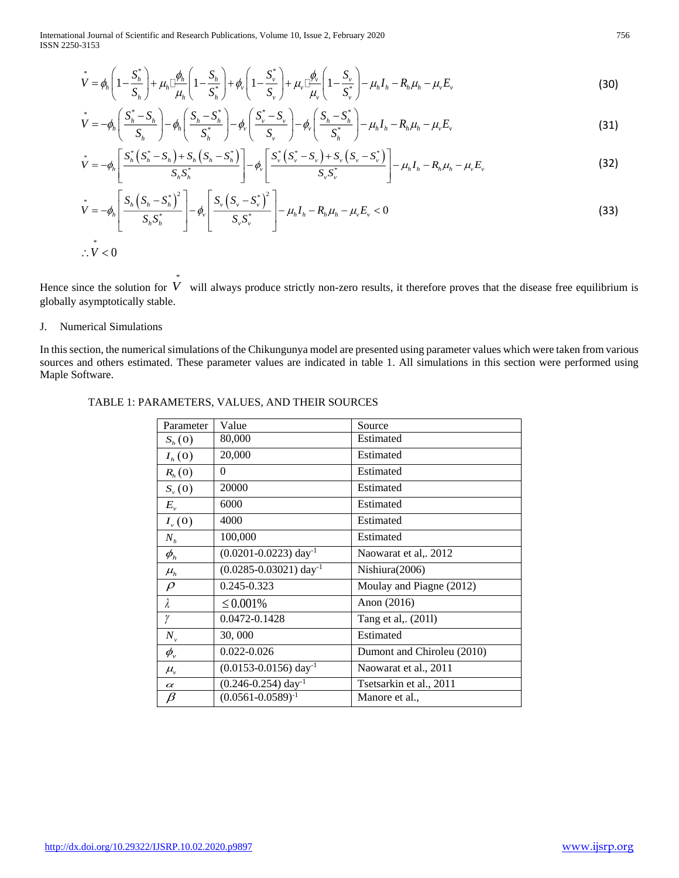$$\overset{*}{V} = \phi_h \left(1 - \frac{S_h^*}{S_h}\right) + \mu_h \frac{\phi_h}{\mu_h}\left(1 - \frac{S_h}{S_h^*}\right) + \phi_v \left(1 - \frac{S_v^*}{S_v}\right) + \mu_v \frac{\phi_v}{\mu_v}\left(1 - \frac{S_v}{S_v^*}\right) - \mu_h I_h - R_h \mu_h - \mu_v E_v \tag{30}$$

$$\overset{*}{V} = -\phi_h \left(\frac{S_h^* - S_h}{S_h}\right) - \phi_h \left(\frac{S_h - S_h^*}{S_h^*}\right) - \phi_v \left(\frac{S_v^* - S_v}{S_v}\right) - \phi_v \left(\frac{S_h - S_h^*}{S_h^*}\right) - \mu_h I_h - R_h \mu_h - \mu_v E_v \tag{31}$$

$$\overset{*}{V} = -\phi_h \left[\frac{S_h^*\left(S_h^* - S_h\right) + S_h\left(S_h - S_h^*\right)}{S_h S_h^*}\right] - \phi_v \left[\frac{S_v^*\left(S_v^* - S_v\right) + S_v\left(S_v - S_v^*\right)}{S_v S_v^*}\right] - \mu_h I_h - R_h \mu_h - \mu_v E_v \tag{32}$$

$$\overset{*}{V} = -\phi_h \left[\frac{S_h\left(S_h - S_h^*\right)^2}{S_h S_h^*}\right] - \phi_v \left[\frac{S_v\left(S_v - S_v^*\right)^2}{S_v S_v^*}\right] - \mu_h I_h - R_h \mu_h - \mu_v E_v < 0 \tag{33}$$

$$\therefore \overset{*}{V} < 0$$

Hence since the solution for $\overset{*}{V}$ will always produce strictly non-zero results, it therefore proves that the disease free equilibrium is globally asymptotically stable.

J. Numerical Simulations

In this section, the numerical simulations of the Chikungunya model are presented using parameter values which were taken from various sources and others estimated. These parameter values are indicated in table 1. All simulations in this section were performed using Maple Software.

TABLE 1: PARAMETERS, VALUES, AND THEIR SOURCES

| Parameter | Value | Source |
|---|---|---|
| $S_h(0)$ | 80,000 | Estimated |
| $I_h(0)$ | 20,000 | Estimated |
| $R_h(0)$ | 0 | Estimated |
| $S_v(0)$ | 20000 | Estimated |
| $E_v$ | 6000 | Estimated |
| $I_v(0)$ | 4000 | Estimated |
| $N_h$ | 100,000 | Estimated |
| $\phi_h$ | (0.0201-0.0223) $day^{-1}$ | Naowarat et al,. 2012 |
| $\mu_h$ | (0.0285-0.03021) $day^{-1}$ | Nishiura(2006) |
| $\rho$ | 0.245-0.323 | Moulay and Piagne (2012) |
| $\lambda$ | $\leq 0.001\%$ | Anon (2016) |
| $\gamma$ | 0.0472-0.1428 | Tang et al,. (2011) |
| $N_v$ | 30, 000 | Estimated |
| $\phi_v$ | 0.022-0.026 | Dumont and Chiroleu (2010) |
| $\mu_v$ | (0.0153-0.0156) $day^{-1}$ | Naowarat et al., 2011 |
| $\alpha$ | (0.246-0.254) $day^{-1}$ | Tsetsarkin et al., 2011 |
| $\beta$ | $(0.0561\text{-}0.0589)^{-1}$ | Manore et al., |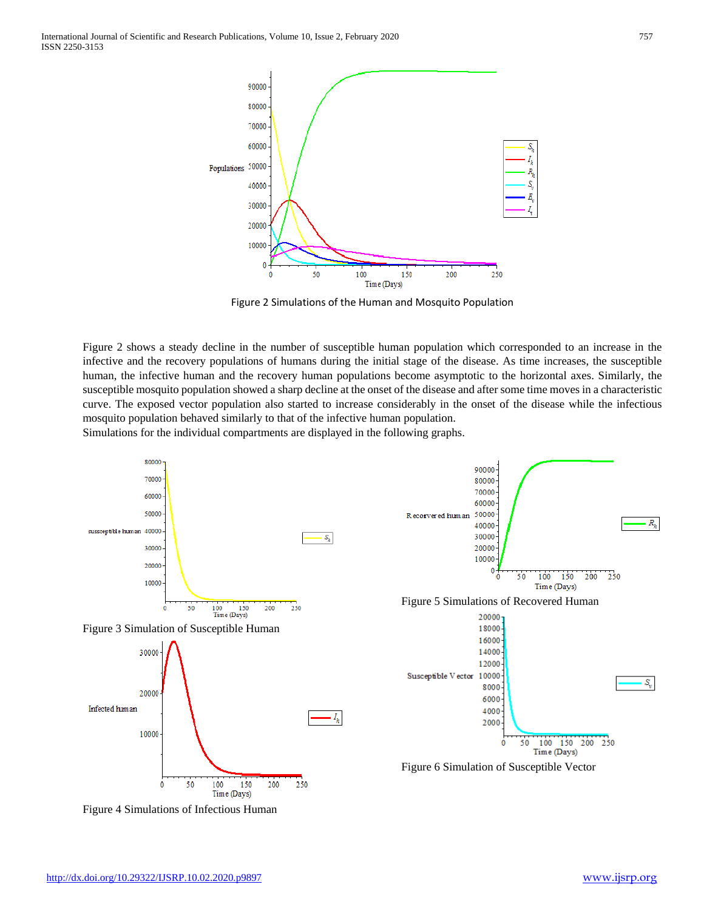Figure 2 Simulations of the Human and Mosquito Population

Figure 2 shows a steady decline in the number of susceptible human population which corresponded to an increase in the infective and the recovery populations of humans during the initial stage of the disease. As time increases, the susceptible human, the infective human and the recovery human populations become asymptotic to the horizontal axes. Similarly, the susceptible mosquito population showed a sharp decline at the onset of the disease and after some time moves in a characteristic curve. The exposed vector population also started to increase considerably in the onset of the disease while the infectious mosquito population behaved similarly to that of the infective human population.

Simulations for the individual compartments are displayed in the following graphs.

Figure 3 Simulation of Susceptible Human

Figure 4 Simulations of Infectious Human

Figure 5 Simulations of Recovered Human

Figure 6 Simulation of Susceptible Vector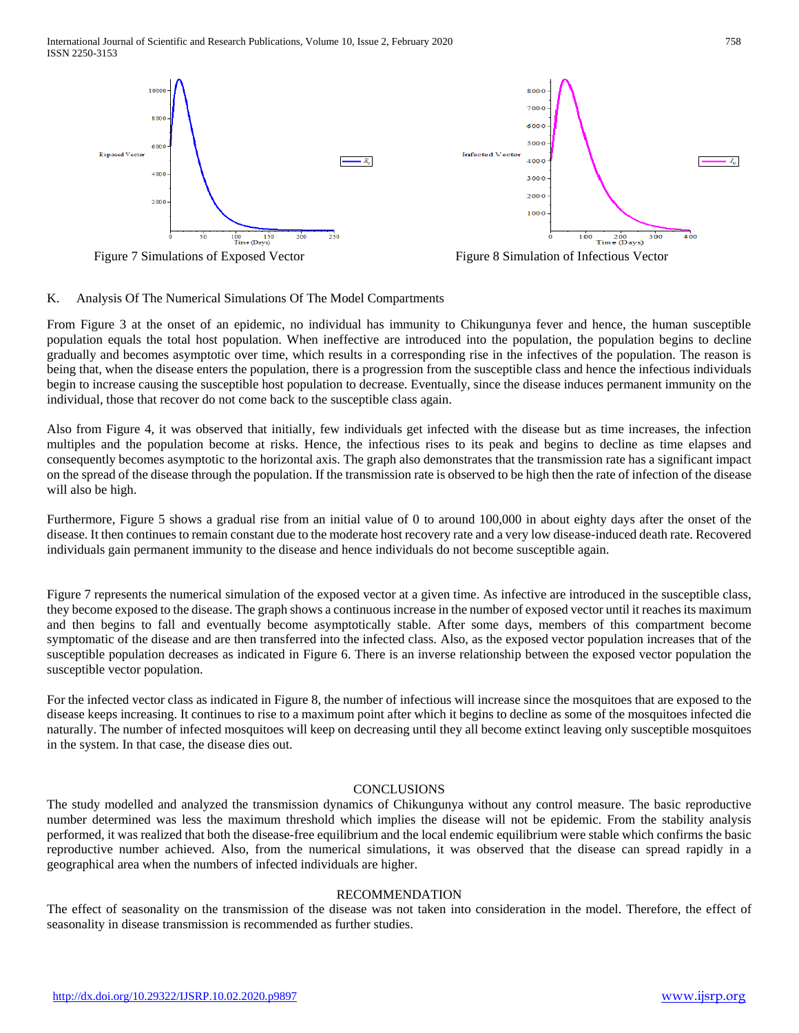Figure 7 Simulations of Exposed Vector

Figure 8 Simulation of Infectious Vector

K. Analysis Of The Numerical Simulations Of The Model Compartments

From Figure 3 at the onset of an epidemic, no individual has immunity to Chikungunya fever and hence, the human susceptible population equals the total host population. When ineffective are introduced into the population, the population begins to decline gradually and becomes asymptotic over time, which results in a corresponding rise in the infectives of the population. The reason is being that, when the disease enters the population, there is a progression from the susceptible class and hence the infectious individuals begin to increase causing the susceptible host population to decrease. Eventually, since the disease induces permanent immunity on the individual, those that recover do not come back to the susceptible class again.

Also from Figure 4, it was observed that initially, few individuals get infected with the disease but as time increases, the infection multiples and the population become at risks. Hence, the infectious rises to its peak and begins to decline as time elapses and consequently becomes asymptotic to the horizontal axis. The graph also demonstrates that the transmission rate has a significant impact on the spread of the disease through the population. If the transmission rate is observed to be high then the rate of infection of the disease will also be high.

Furthermore, Figure 5 shows a gradual rise from an initial value of 0 to around 100,000 in about eighty days after the onset of the disease. It then continues to remain constant due to the moderate host recovery rate and a very low disease-induced death rate. Recovered individuals gain permanent immunity to the disease and hence individuals do not become susceptible again.

Figure 7 represents the numerical simulation of the exposed vector at a given time. As infective are introduced in the susceptible class, they become exposed to the disease. The graph shows a continuous increase in the number of exposed vector until it reaches its maximum and then begins to fall and eventually become asymptotically stable. After some days, members of this compartment become symptomatic of the disease and are then transferred into the infected class. Also, as the exposed vector population increases that of the susceptible population decreases as indicated in Figure 6. There is an inverse relationship between the exposed vector population the susceptible vector population.

For the infected vector class as indicated in Figure 8, the number of infectious will increase since the mosquitoes that are exposed to the disease keeps increasing. It continues to rise to a maximum point after which it begins to decline as some of the mosquitoes infected die naturally. The number of infected mosquitoes will keep on decreasing until they all become extinct leaving only susceptible mosquitoes in the system. In that case, the disease dies out.

## CONCLUSIONS

The study modelled and analyzed the transmission dynamics of Chikungunya without any control measure. The basic reproductive number determined was less the maximum threshold which implies the disease will not be epidemic. From the stability analysis performed, it was realized that both the disease-free equilibrium and the local endemic equilibrium were stable which confirms the basic reproductive number achieved. Also, from the numerical simulations, it was observed that the disease can spread rapidly in a geographical area when the numbers of infected individuals are higher.

## RECOMMENDATION

The effect of seasonality on the transmission of the disease was not taken into consideration in the model. Therefore, the effect of seasonality in disease transmission is recommended as further studies.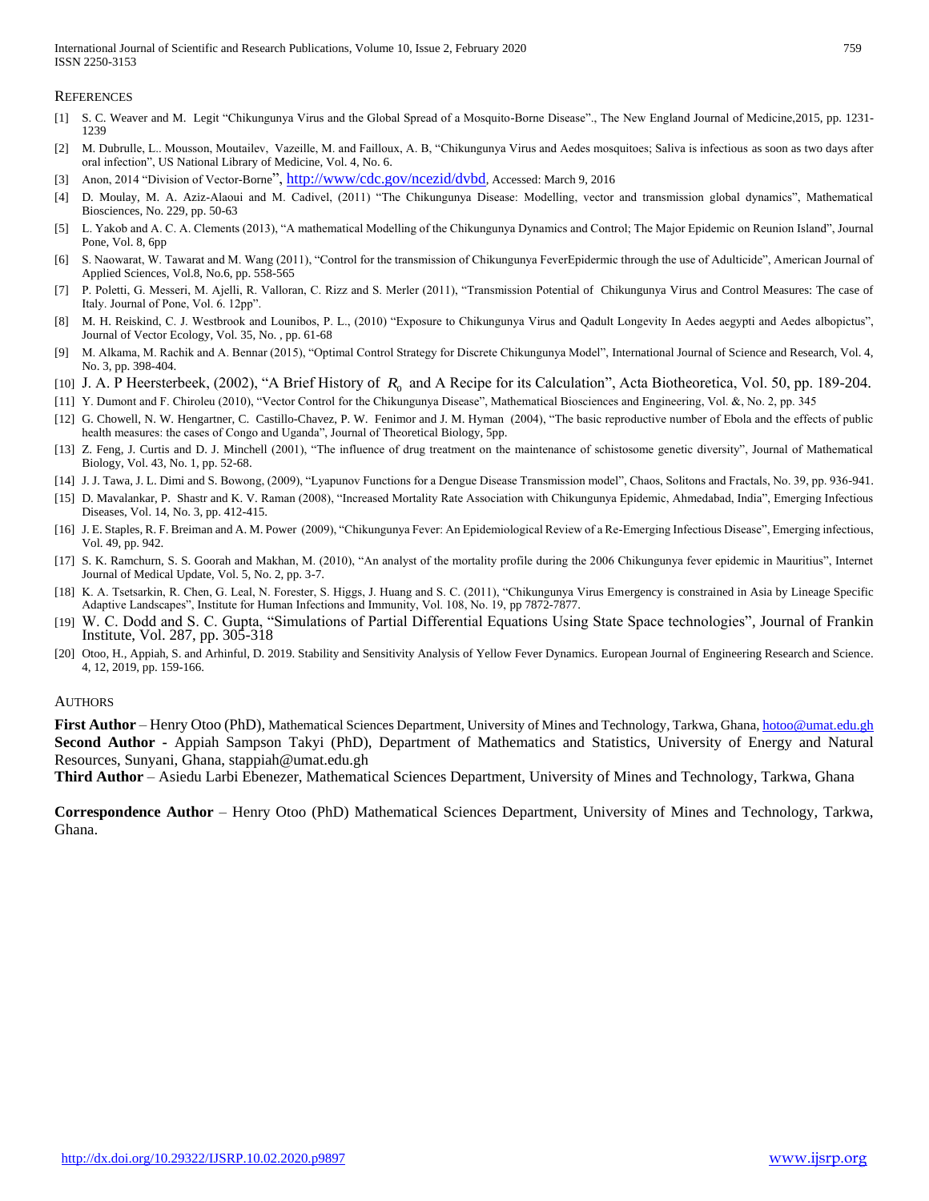## References

[1] S. C. Weaver and M. Legit "Chikungunya Virus and the Global Spread of a Mosquito-Borne Disease"., The New England Journal of Medicine,2015, pp. 1231-1239

[2] M. Dubrulle, L.. Mousson, Moutailev, Vazeille, M. and Failloux, A. B, "Chikungunya Virus and Aedes mosquitoes; Saliva is infectious as soon as two days after oral infection", US National Library of Medicine, Vol. 4, No. 6.

[3] Anon, 2014 "Division of Vector-Borne", http://www/cdc.gov/ncezid/dvbd, Accessed: March 9, 2016

[4] D. Moulay, M. A. Aziz-Alaoui and M. Cadivel, (2011) "The Chikungunya Disease: Modelling, vector and transmission global dynamics", Mathematical Biosciences, No. 229, pp. 50-63

[5] L. Yakob and A. C. A. Clements (2013), "A mathematical Modelling of the Chikungunya Dynamics and Control; The Major Epidemic on Reunion Island", Journal Pone, Vol. 8, 6pp

[6] S. Naowarat, W. Tawarat and M. Wang (2011), "Control for the transmission of Chikungunya FeverEpidermic through the use of Adulticide", American Journal of Applied Sciences, Vol.8, No.6, pp. 558-565

[7] P. Poletti, G. Messeri, M. Ajelli, R. Valloran, C. Rizz and S. Merler (2011), "Transmission Potential of Chikungunya Virus and Control Measures: The case of Italy. Journal of Pone, Vol. 6. 12pp".

[8] M. H. Reiskind, C. J. Westbrook and Lounibos, P. L., (2010) "Exposure to Chikungunya Virus and Qadult Longevity In Aedes aegypti and Aedes albopictus", Journal of Vector Ecology, Vol. 35, No. , pp. 61-68

[9] M. Alkama, M. Rachik and A. Bennar (2015), "Optimal Control Strategy for Discrete Chikungunya Model", International Journal of Science and Research, Vol. 4, No. 3, pp. 398-404.

[10] J. A. P Heersterbeek, (2002), "A Brief History of $R_0$ and A Recipe for its Calculation", Acta Biotheoretica, Vol. 50, pp. 189-204.

[11] Y. Dumont and F. Chiroleu (2010), "Vector Control for the Chikungunya Disease", Mathematical Biosciences and Engineering, Vol. &, No. 2, pp. 345

[12] G. Chowell, N. W. Hengartner, C. Castillo-Chavez, P. W. Fenimor and J. M. Hyman (2004), "The basic reproductive number of Ebola and the effects of public health measures: the cases of Congo and Uganda", Journal of Theoretical Biology, 5pp.

[13] Z. Feng, J. Curtis and D. J. Minchell (2001), "The influence of drug treatment on the maintenance of schistosome genetic diversity", Journal of Mathematical Biology, Vol. 43, No. 1, pp. 52-68.

[14] J. J. Tawa, J. L. Dimi and S. Bowong, (2009), "Lyapunov Functions for a Dengue Disease Transmission model", Chaos, Solitons and Fractals, No. 39, pp. 936-941.

[15] D. Mavalankar, P. Shastr and K. V. Raman (2008), "Increased Mortality Rate Association with Chikungunya Epidemic, Ahmedabad, India", Emerging Infectious Diseases, Vol. 14, No. 3, pp. 412-415.

[16] J. E. Staples, R. F. Breiman and A. M. Power (2009), "Chikungunya Fever: An Epidemiological Review of a Re-Emerging Infectious Disease", Emerging infectious, Vol. 49, pp. 942.

[17] S. K. Ramchurn, S. S. Goorah and Makhan, M. (2010), "An analyst of the mortality profile during the 2006 Chikungunya fever epidemic in Mauritius", Internet Journal of Medical Update, Vol. 5, No. 2, pp. 3-7.

[18] K. A. Tsetsarkin, R. Chen, G. Leal, N. Forester, S. Higgs, J. Huang and S. C. (2011), "Chikungunya Virus Emergency is constrained in Asia by Lineage Specific Adaptive Landscapes", Institute for Human Infections and Immunity, Vol. 108, No. 19, pp 7872-7877.

[19] W. C. Dodd and S. C. Gupta, "Simulations of Partial Differential Equations Using State Space technologies", Journal of Frankin Institute, Vol. 287, pp. 305-318

[20] Otoo, H., Appiah, S. and Arhinful, D. 2019. Stability and Sensitivity Analysis of Yellow Fever Dynamics. European Journal of Engineering Research and Science. 4, 12, 2019, pp. 159-166.

## Authors

**First Author** – Henry Otoo (PhD), Mathematical Sciences Department, University of Mines and Technology, Tarkwa, Ghana, hotoo@umat.edu.gh

**Second Author -** Appiah Sampson Takyi (PhD), Department of Mathematics and Statistics, University of Energy and Natural Resources, Sunyani, Ghana, stappiah@umat.edu.gh

**Third Author** – Asiedu Larbi Ebenezer, Mathematical Sciences Department, University of Mines and Technology, Tarkwa, Ghana

**Correspondence Author** – Henry Otoo (PhD) Mathematical Sciences Department, University of Mines and Technology, Tarkwa, Ghana.